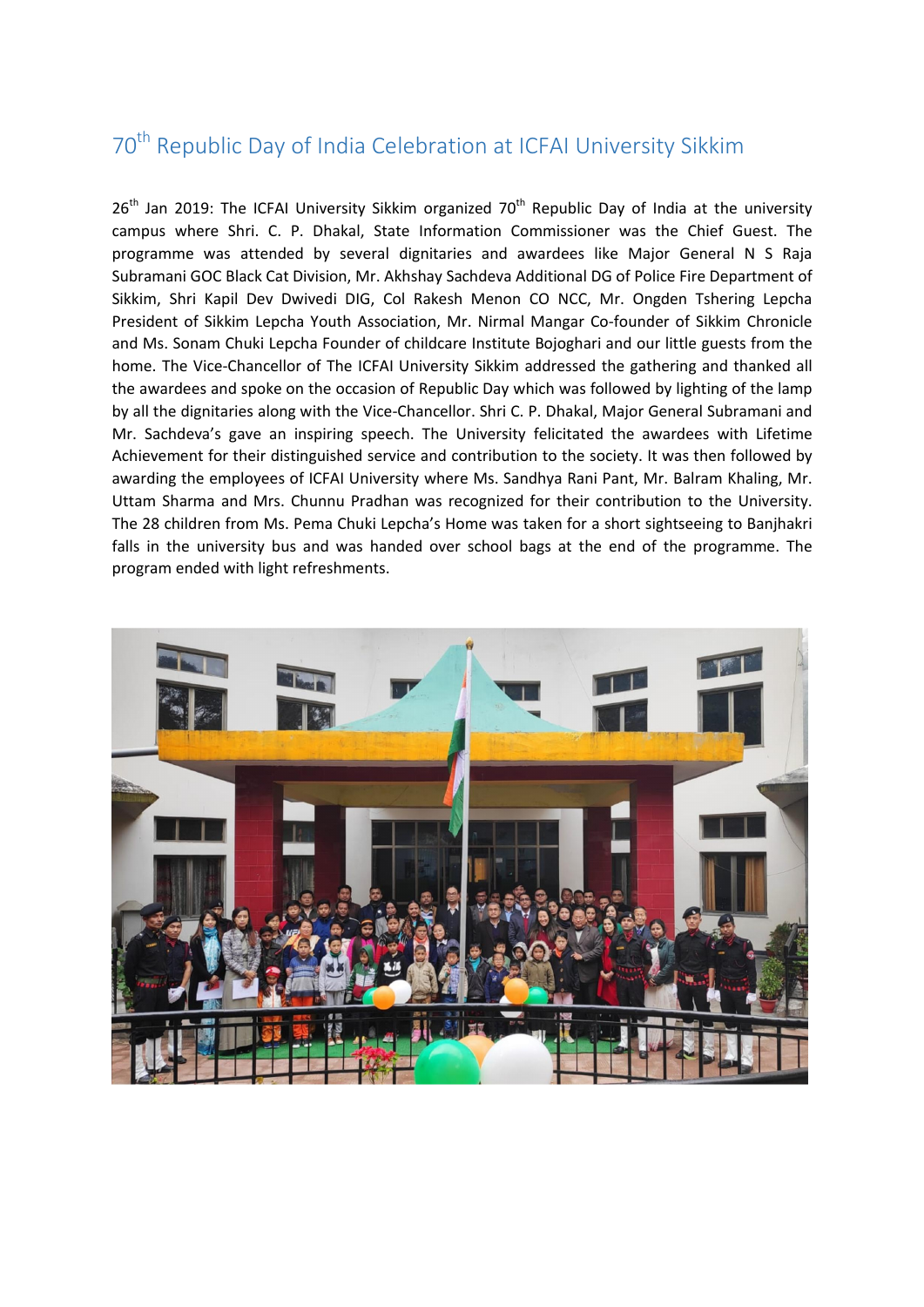# 70th Republic Day of India Celebration at ICFAI University Sikkim

26th Jan 2019: The ICFAI University Sikkim organized 70th Republic Day of India at the university campus where Shri. C. P. Dhakal, State Information Commissioner was the Chief Guest. The programme was attended by several dignitaries and awardees like Major General N S Raja Subramani GOC Black Cat Division, Mr. Akhshay Sachdeva Additional DG of Police Fire Department of Sikkim, Shri Kapil Dev Dwivedi DIG, Col Rakesh Menon CO NCC, Mr. Ongden Tshering Lepcha President of Sikkim Lepcha Youth Association, Mr. Nirmal Mangar Co-founder of Sikkim Chronicle and Ms. Sonam Chuki Lepcha Founder of childcare Institute Bojoghari and our little guests from the home. The Vice-Chancellor of The ICFAI University Sikkim addressed the gathering and thanked all the awardees and spoke on the occasion of Republic Day which was followed by lighting of the lamp by all the dignitaries along with the Vice-Chancellor. Shri C. P. Dhakal, Major General Subramani and Mr. Sachdeva's gave an inspiring speech. The University felicitated the awardees with Lifetime Achievement for their distinguished service and contribution to the society. It was then followed by awarding the employees of ICFAI University where Ms. Sandhya Rani Pant, Mr. Balram Khaling, Mr. Uttam Sharma and Mrs. Chunnu Pradhan was recognized for their contribution to the University. The 28 children from Ms. Pema Chuki Lepcha's Home was taken for a short sightseeing to Banjhakri falls in the university bus and was handed over school bags at the end of the programme. The program ended with light refreshments.